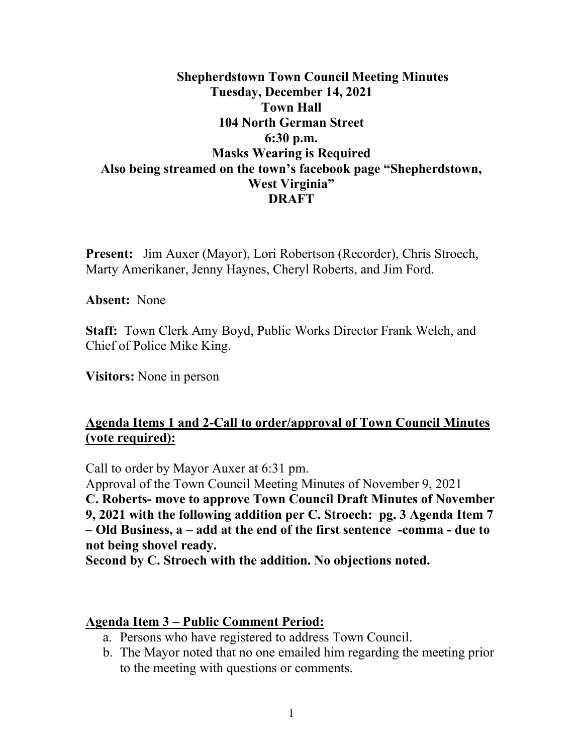# Shepherdstown Town Council Meeting Minutes

**Tuesday, December 14, 2021**
**Town Hall**
**104 North German Street**
**6:30 p.m.**
**Masks Wearing is Required**
**Also being streamed on the town's facebook page "Shepherdstown, West Virginia"**
**DRAFT**

**Present:** Jim Auxer (Mayor), Lori Robertson (Recorder), Chris Stroech, Marty Amerikaner, Jenny Haynes, Cheryl Roberts, and Jim Ford.

**Absent:** None

**Staff:** Town Clerk Amy Boyd, Public Works Director Frank Welch, and Chief of Police Mike King.

**Visitors:** None in person

## Agenda Items 1 and 2-Call to order/approval of Town Council Minutes (vote required):

Call to order by Mayor Auxer at 6:31 pm.
Approval of the Town Council Meeting Minutes of November 9, 2021

**C. Roberts- move to approve Town Council Draft Minutes of November 9, 2021 with the following addition per C. Stroech: pg. 3 Agenda Item 7 – Old Business, a – add at the end of the first sentence -comma - due to not being shovel ready.**
**Second by C. Stroech with the addition. No objections noted.**

## Agenda Item 3 – Public Comment Period:

a. Persons who have registered to address Town Council.
b. The Mayor noted that no one emailed him regarding the meeting prior to the meeting with questions or comments.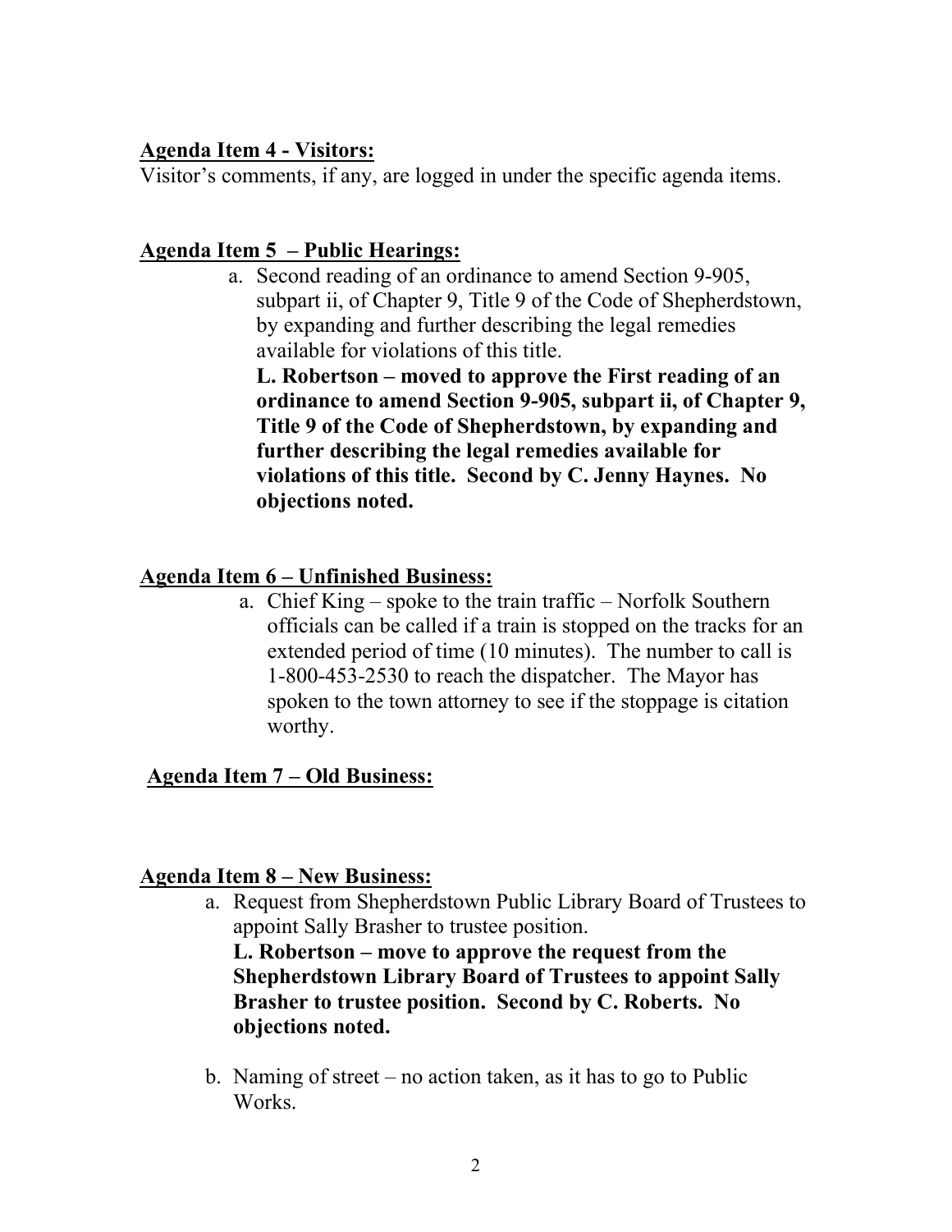**Agenda Item 4 - Visitors:**

Visitor's comments, if any, are logged in under the specific agenda items.

**Agenda Item 5 – Public Hearings:**

a. Second reading of an ordinance to amend Section 9-905, subpart ii, of Chapter 9, Title 9 of the Code of Shepherdstown, by expanding and further describing the legal remedies available for violations of this title.
   **L. Robertson – moved to approve the First reading of an ordinance to amend Section 9-905, subpart ii, of Chapter 9, Title 9 of the Code of Shepherdstown, by expanding and further describing the legal remedies available for violations of this title. Second by C. Jenny Haynes. No objections noted.**

**Agenda Item 6 – Unfinished Business:**

a. Chief King – spoke to the train traffic – Norfolk Southern officials can be called if a train is stopped on the tracks for an extended period of time (10 minutes). The number to call is 1-800-453-2530 to reach the dispatcher. The Mayor has spoken to the town attorney to see if the stoppage is citation worthy.

**Agenda Item 7 – Old Business:**

**Agenda Item 8 – New Business:**

a. Request from Shepherdstown Public Library Board of Trustees to appoint Sally Brasher to trustee position.
   **L. Robertson – move to approve the request from the Shepherdstown Library Board of Trustees to appoint Sally Brasher to trustee position. Second by C. Roberts. No objections noted.**

b. Naming of street – no action taken, as it has to go to Public Works.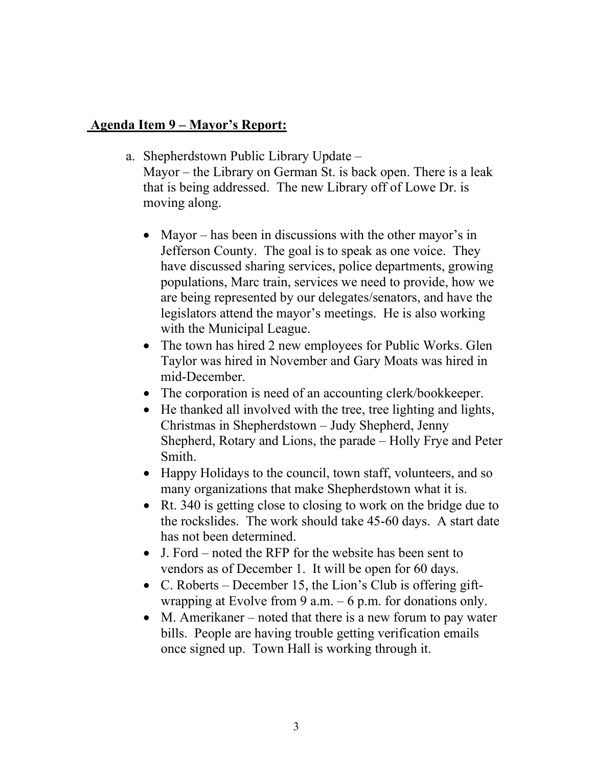**<u>Agenda Item 9 – Mayor's Report:</u>**

a. Shepherdstown Public Library Update –
   Mayor – the Library on German St. is back open. There is a leak that is being addressed. The new Library off of Lowe Dr. is moving along.

   - Mayor – has been in discussions with the other mayor's in Jefferson County. The goal is to speak as one voice. They have discussed sharing services, police departments, growing populations, Marc train, services we need to provide, how we are being represented by our delegates/senators, and have the legislators attend the mayor's meetings. He is also working with the Municipal League.
   - The town has hired 2 new employees for Public Works. Glen Taylor was hired in November and Gary Moats was hired in mid-December.
   - The corporation is need of an accounting clerk/bookkeeper.
   - He thanked all involved with the tree, tree lighting and lights, Christmas in Shepherdstown – Judy Shepherd, Jenny Shepherd, Rotary and Lions, the parade – Holly Frye and Peter Smith.
   - Happy Holidays to the council, town staff, volunteers, and so many organizations that make Shepherdstown what it is.
   - Rt. 340 is getting close to closing to work on the bridge due to the rockslides. The work should take 45-60 days. A start date has not been determined.
   - J. Ford – noted the RFP for the website has been sent to vendors as of December 1. It will be open for 60 days.
   - C. Roberts – December 15, the Lion's Club is offering gift-wrapping at Evolve from 9 a.m. – 6 p.m. for donations only.
   - M. Amerikaner – noted that there is a new forum to pay water bills. People are having trouble getting verification emails once signed up. Town Hall is working through it.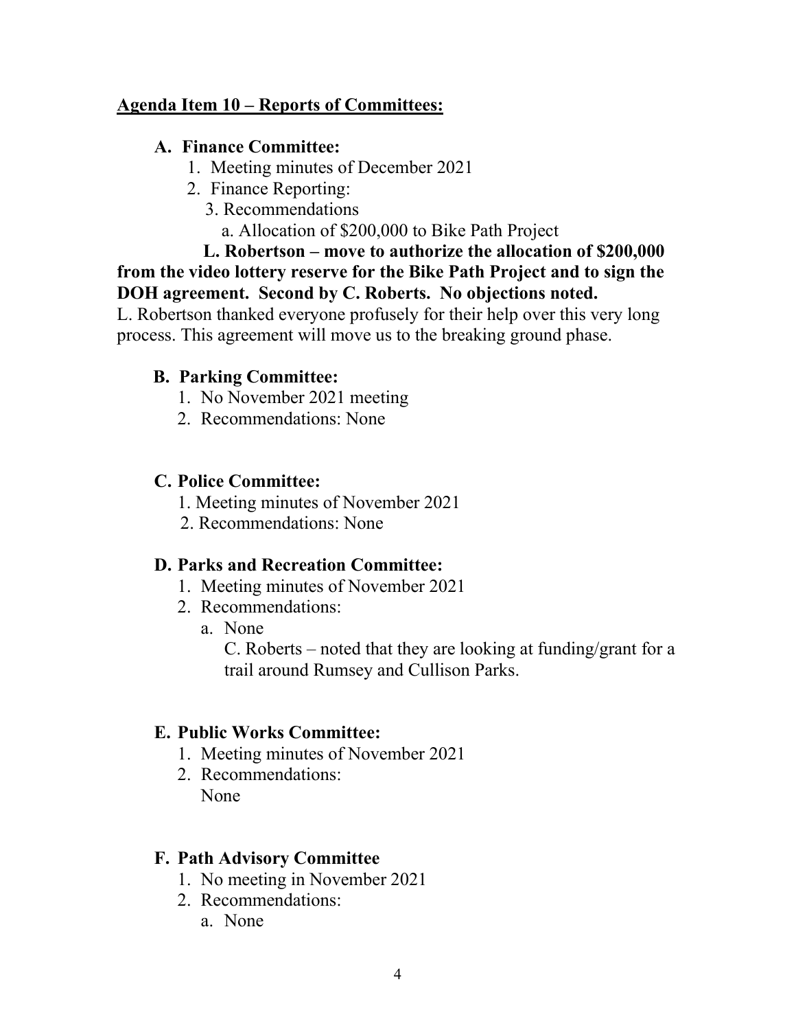**<u>Agenda Item 10 – Reports of Committees:</u>**

**A. Finance Committee:**

1. Meeting minutes of December 2021
2. Finance Reporting:
3. Recommendations
   a. Allocation of $200,000 to Bike Path Project

**L. Robertson – move to authorize the allocation of $200,000 from the video lottery reserve for the Bike Path Project and to sign the DOH agreement. Second by C. Roberts. No objections noted.**

L. Robertson thanked everyone profusely for their help over this very long process. This agreement will move us to the breaking ground phase.

**B. Parking Committee:**

1. No November 2021 meeting
2. Recommendations: None

**C. Police Committee:**

1. Meeting minutes of November 2021
2. Recommendations: None

**D. Parks and Recreation Committee:**

1. Meeting minutes of November 2021
2. Recommendations:
   a. None
      C. Roberts – noted that they are looking at funding/grant for a trail around Rumsey and Cullison Parks.

**E. Public Works Committee:**

1. Meeting minutes of November 2021
2. Recommendations:
   None

**F. Path Advisory Committee**

1. No meeting in November 2021
2. Recommendations:
   a. None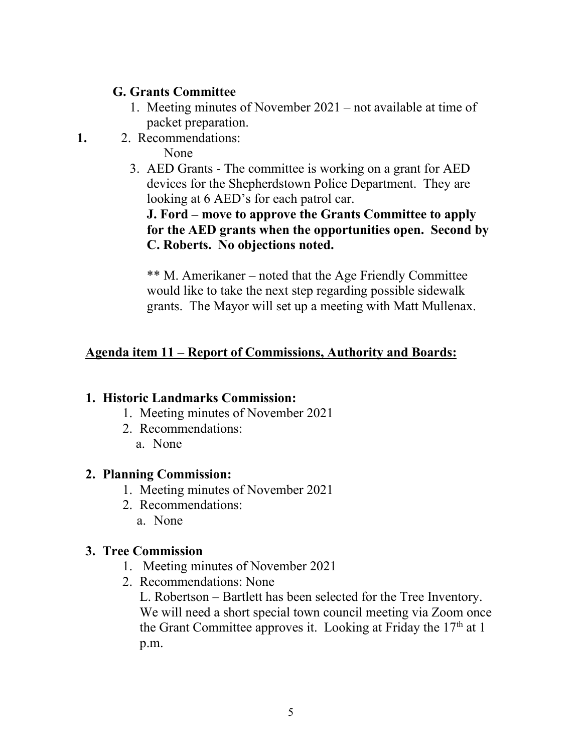### G. Grants Committee

1. Meeting minutes of November 2021 – not available at time of packet preparation.

**1.** 2. Recommendations:

None

3. AED Grants - The committee is working on a grant for AED devices for the Shepherdstown Police Department. They are looking at 6 AED's for each patrol car.

**J. Ford – move to approve the Grants Committee to apply for the AED grants when the opportunities open. Second by C. Roberts. No objections noted.**

** M. Amerikaner – noted that the Age Friendly Committee would like to take the next step regarding possible sidewalk grants. The Mayor will set up a meeting with Matt Mullenax.

## <u>Agenda item 11 – Report of Commissions, Authority and Boards:</u>

### 1. Historic Landmarks Commission:

1. Meeting minutes of November 2021
2. Recommendations:
   a. None

### 2. Planning Commission:

1. Meeting minutes of November 2021
2. Recommendations:
   a. None

### 3. Tree Commission

1. Meeting minutes of November 2021
2. Recommendations: None

   L. Robertson – Bartlett has been selected for the Tree Inventory. We will need a short special town council meeting via Zoom once the Grant Committee approves it. Looking at Friday the 17th at 1 p.m.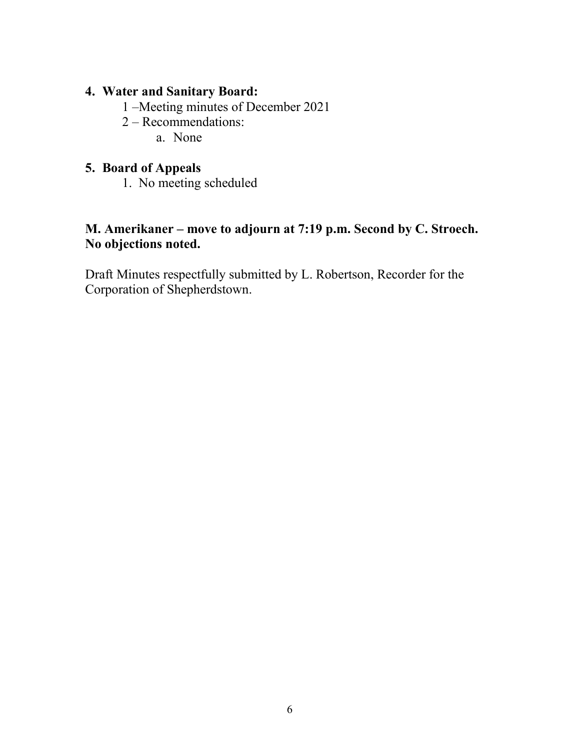**4. Water and Sanitary Board:**

1 –Meeting minutes of December 2021

2 – Recommendations:

a. None

**5. Board of Appeals**

1. No meeting scheduled

**M. Amerikaner – move to adjourn at 7:19 p.m. Second by C. Stroech. No objections noted.**

Draft Minutes respectfully submitted by L. Robertson, Recorder for the Corporation of Shepherdstown.